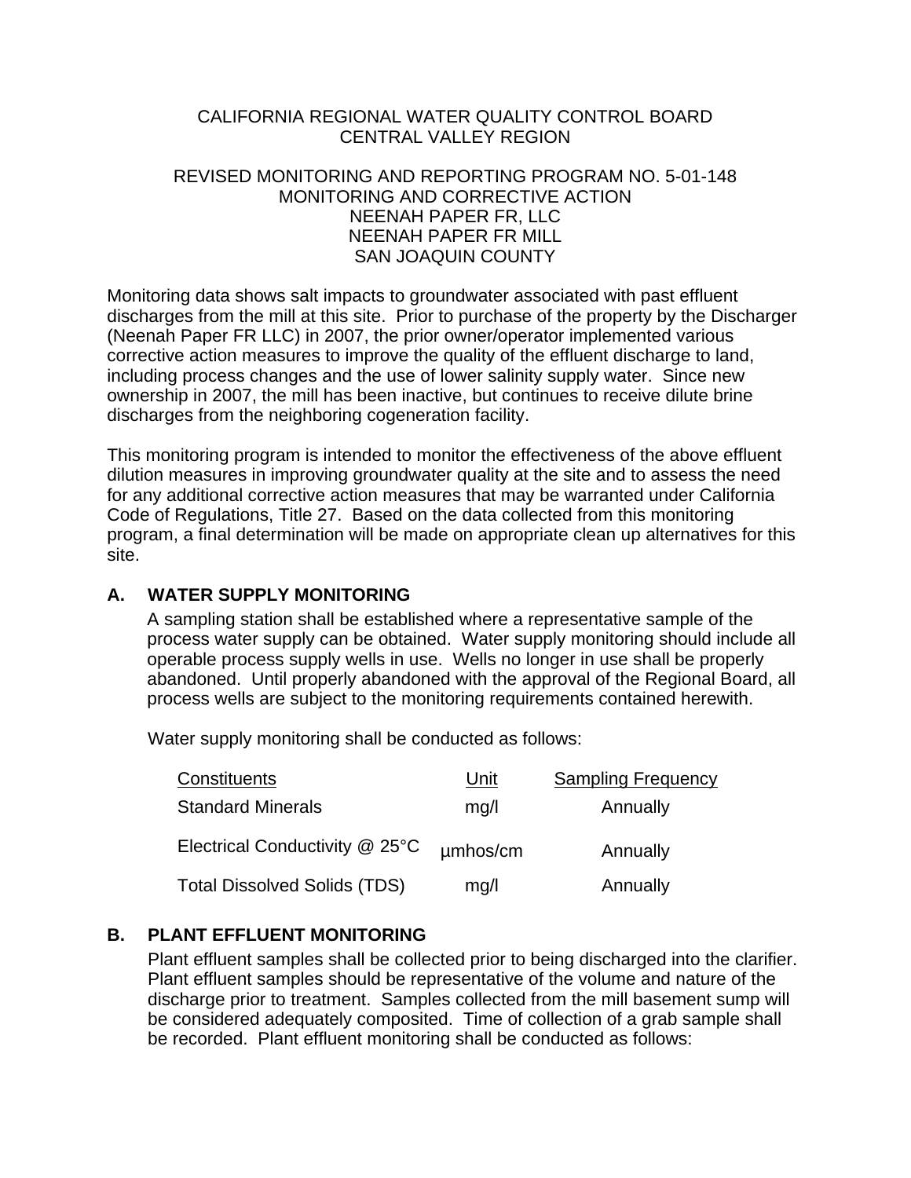CALIFORNIA REGIONAL WATER QUALITY CONTROL BOARD
CENTRAL VALLEY REGION

REVISED MONITORING AND REPORTING PROGRAM NO. 5-01-148
MONITORING AND CORRECTIVE ACTION
NEENAH PAPER FR, LLC
NEENAH PAPER FR MILL
SAN JOAQUIN COUNTY

Monitoring data shows salt impacts to groundwater associated with past effluent discharges from the mill at this site. Prior to purchase of the property by the Discharger (Neenah Paper FR LLC) in 2007, the prior owner/operator implemented various corrective action measures to improve the quality of the effluent discharge to land, including process changes and the use of lower salinity supply water. Since new ownership in 2007, the mill has been inactive, but continues to receive dilute brine discharges from the neighboring cogeneration facility.

This monitoring program is intended to monitor the effectiveness of the above effluent dilution measures in improving groundwater quality at the site and to assess the need for any additional corrective action measures that may be warranted under California Code of Regulations, Title 27. Based on the data collected from this monitoring program, a final determination will be made on appropriate clean up alternatives for this site.

## A. WATER SUPPLY MONITORING

A sampling station shall be established where a representative sample of the process water supply can be obtained. Water supply monitoring should include all operable process supply wells in use. Wells no longer in use shall be properly abandoned. Until properly abandoned with the approval of the Regional Board, all process wells are subject to the monitoring requirements contained herewith.

Water supply monitoring shall be conducted as follows:

| Constituents | Unit | Sampling Frequency |
|---|---|---|
| Standard Minerals | mg/l | Annually |
| Electrical Conductivity @ 25°C | µmhos/cm | Annually |
| Total Dissolved Solids (TDS) | mg/l | Annually |

## B. PLANT EFFLUENT MONITORING

Plant effluent samples shall be collected prior to being discharged into the clarifier. Plant effluent samples should be representative of the volume and nature of the discharge prior to treatment. Samples collected from the mill basement sump will be considered adequately composited. Time of collection of a grab sample shall be recorded. Plant effluent monitoring shall be conducted as follows: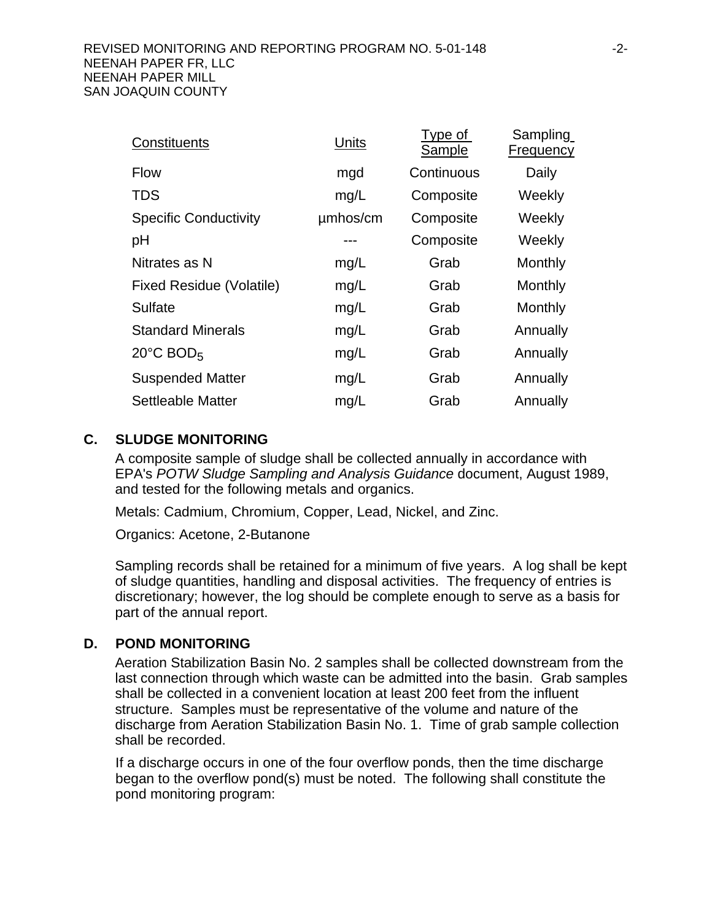| Constituents | Units | Type of Sample | Sampling Frequency |
|---|---|---|---|
| Flow | mgd | Continuous | Daily |
| TDS | mg/L | Composite | Weekly |
| Specific Conductivity | µmhos/cm | Composite | Weekly |
| pH | --- | Composite | Weekly |
| Nitrates as N | mg/L | Grab | Monthly |
| Fixed Residue (Volatile) | mg/L | Grab | Monthly |
| Sulfate | mg/L | Grab | Monthly |
| Standard Minerals | mg/L | Grab | Annually |
| 20°C $BOD_5$ | mg/L | Grab | Annually |
| Suspended Matter | mg/L | Grab | Annually |
| Settleable Matter | mg/L | Grab | Annually |

## C. SLUDGE MONITORING

A composite sample of sludge shall be collected annually in accordance with EPA's *POTW Sludge Sampling and Analysis Guidance* document, August 1989, and tested for the following metals and organics.

Metals: Cadmium, Chromium, Copper, Lead, Nickel, and Zinc.

Organics: Acetone, 2-Butanone

Sampling records shall be retained for a minimum of five years. A log shall be kept of sludge quantities, handling and disposal activities. The frequency of entries is discretionary; however, the log should be complete enough to serve as a basis for part of the annual report.

## D. POND MONITORING

Aeration Stabilization Basin No. 2 samples shall be collected downstream from the last connection through which waste can be admitted into the basin. Grab samples shall be collected in a convenient location at least 200 feet from the influent structure. Samples must be representative of the volume and nature of the discharge from Aeration Stabilization Basin No. 1. Time of grab sample collection shall be recorded.

If a discharge occurs in one of the four overflow ponds, then the time discharge began to the overflow pond(s) must be noted. The following shall constitute the pond monitoring program: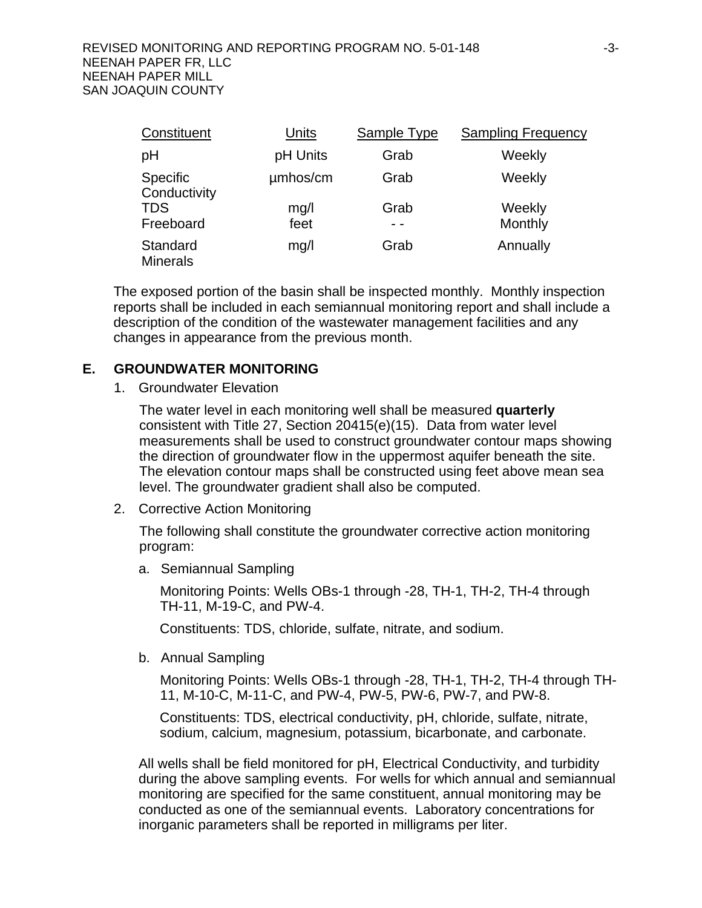| Constituent | Units | Sample Type | Sampling Frequency |
|---|---|---|---|
| pH | pH Units | Grab | Weekly |
| Specific Conductivity | µmhos/cm | Grab | Weekly |
| TDS | mg/l | Grab | Weekly |
| Freeboard | feet | - - | Monthly |
| Standard Minerals | mg/l | Grab | Annually |

The exposed portion of the basin shall be inspected monthly. Monthly inspection reports shall be included in each semiannual monitoring report and shall include a description of the condition of the wastewater management facilities and any changes in appearance from the previous month.

## E. GROUNDWATER MONITORING

1. Groundwater Elevation

   The water level in each monitoring well shall be measured **quarterly** consistent with Title 27, Section 20415(e)(15). Data from water level measurements shall be used to construct groundwater contour maps showing the direction of groundwater flow in the uppermost aquifer beneath the site. The elevation contour maps shall be constructed using feet above mean sea level. The groundwater gradient shall also be computed.

2. Corrective Action Monitoring

   The following shall constitute the groundwater corrective action monitoring program:

   a. Semiannual Sampling

      Monitoring Points: Wells OBs-1 through -28, TH-1, TH-2, TH-4 through TH-11, M-19-C, and PW-4.

      Constituents: TDS, chloride, sulfate, nitrate, and sodium.

   b. Annual Sampling

      Monitoring Points: Wells OBs-1 through -28, TH-1, TH-2, TH-4 through TH-11, M-10-C, M-11-C, and PW-4, PW-5, PW-6, PW-7, and PW-8.

      Constituents: TDS, electrical conductivity, pH, chloride, sulfate, nitrate, sodium, calcium, magnesium, potassium, bicarbonate, and carbonate.

   All wells shall be field monitored for pH, Electrical Conductivity, and turbidity during the above sampling events. For wells for which annual and semiannual monitoring are specified for the same constituent, annual monitoring may be conducted as one of the semiannual events. Laboratory concentrations for inorganic parameters shall be reported in milligrams per liter.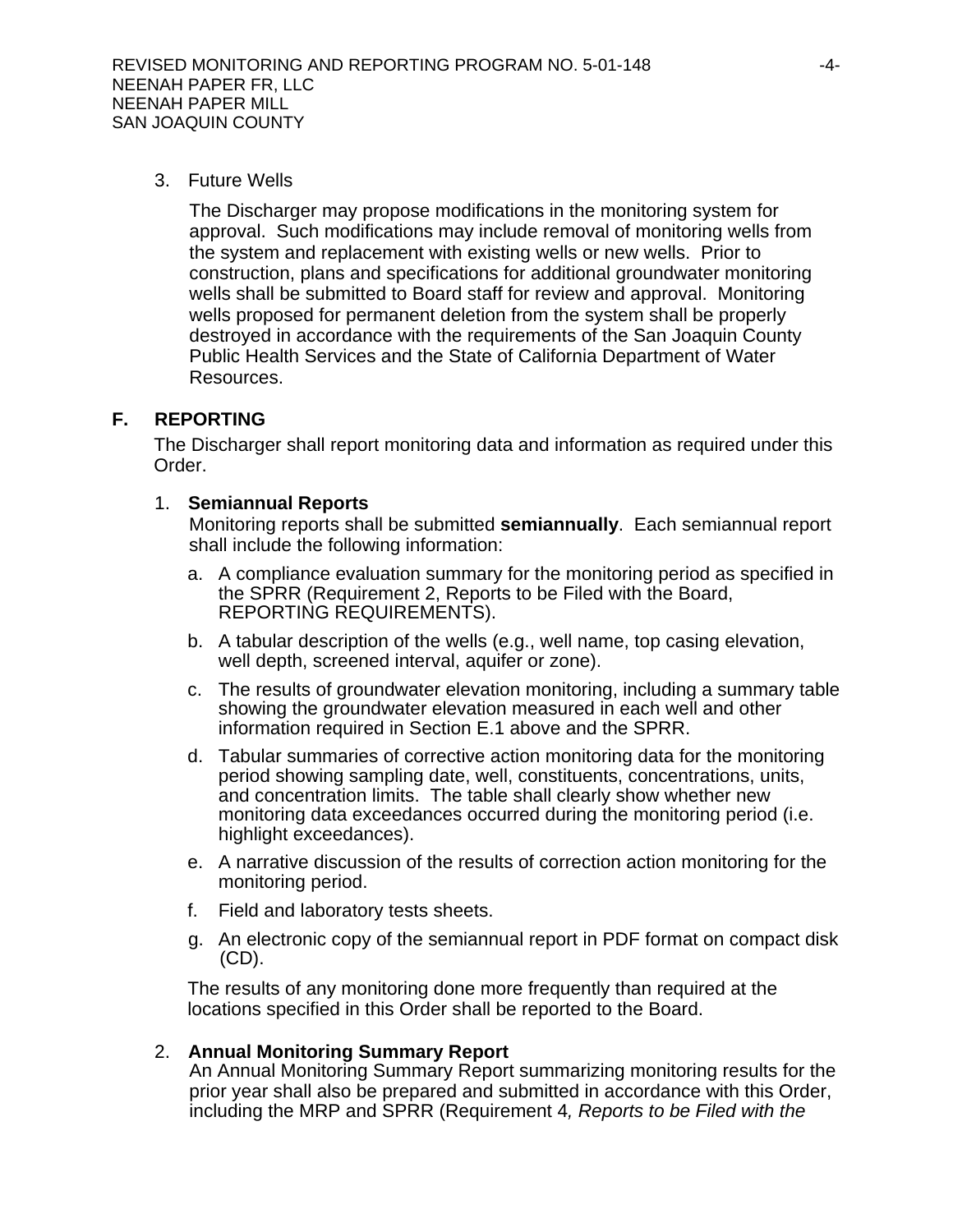3. Future Wells

   The Discharger may propose modifications in the monitoring system for approval. Such modifications may include removal of monitoring wells from the system and replacement with existing wells or new wells. Prior to construction, plans and specifications for additional groundwater monitoring wells shall be submitted to Board staff for review and approval. Monitoring wells proposed for permanent deletion from the system shall be properly destroyed in accordance with the requirements of the San Joaquin County Public Health Services and the State of California Department of Water Resources.

## F. REPORTING

The Discharger shall report monitoring data and information as required under this Order.

1. **Semiannual Reports**
   Monitoring reports shall be submitted **semiannually**. Each semiannual report shall include the following information:

   a. A compliance evaluation summary for the monitoring period as specified in the SPRR (Requirement 2, Reports to be Filed with the Board, REPORTING REQUIREMENTS).

   b. A tabular description of the wells (e.g., well name, top casing elevation, well depth, screened interval, aquifer or zone).

   c. The results of groundwater elevation monitoring, including a summary table showing the groundwater elevation measured in each well and other information required in Section E.1 above and the SPRR.

   d. Tabular summaries of corrective action monitoring data for the monitoring period showing sampling date, well, constituents, concentrations, units, and concentration limits. The table shall clearly show whether new monitoring data exceedances occurred during the monitoring period (i.e. highlight exceedances).

   e. A narrative discussion of the results of correction action monitoring for the monitoring period.

   f. Field and laboratory tests sheets.

   g. An electronic copy of the semiannual report in PDF format on compact disk (CD).

   The results of any monitoring done more frequently than required at the locations specified in this Order shall be reported to the Board.

2. **Annual Monitoring Summary Report**
   An Annual Monitoring Summary Report summarizing monitoring results for the prior year shall also be prepared and submitted in accordance with this Order, including the MRP and SPRR (Requirement 4*, Reports to be Filed with the*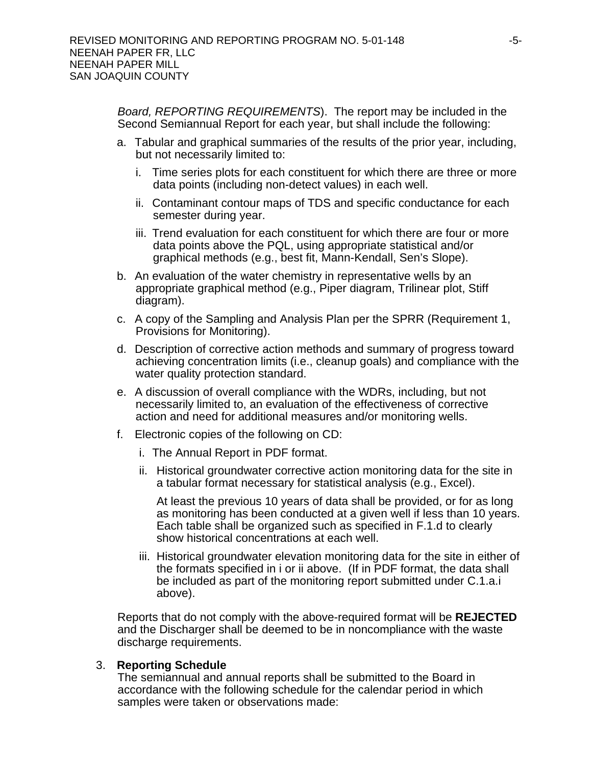*Board, REPORTING REQUIREMENTS*). The report may be included in the Second Semiannual Report for each year, but shall include the following:

a. Tabular and graphical summaries of the results of the prior year, including, but not necessarily limited to:

   i. Time series plots for each constituent for which there are three or more data points (including non-detect values) in each well.

   ii. Contaminant contour maps of TDS and specific conductance for each semester during year.

   iii. Trend evaluation for each constituent for which there are four or more data points above the PQL, using appropriate statistical and/or graphical methods (e.g., best fit, Mann-Kendall, Sen's Slope).

b. An evaluation of the water chemistry in representative wells by an appropriate graphical method (e.g., Piper diagram, Trilinear plot, Stiff diagram).

c. A copy of the Sampling and Analysis Plan per the SPRR (Requirement 1, Provisions for Monitoring).

d. Description of corrective action methods and summary of progress toward achieving concentration limits (i.e., cleanup goals) and compliance with the water quality protection standard.

e. A discussion of overall compliance with the WDRs, including, but not necessarily limited to, an evaluation of the effectiveness of corrective action and need for additional measures and/or monitoring wells.

f. Electronic copies of the following on CD:

   i. The Annual Report in PDF format.

   ii. Historical groundwater corrective action monitoring data for the site in a tabular format necessary for statistical analysis (e.g., Excel).

      At least the previous 10 years of data shall be provided, or for as long as monitoring has been conducted at a given well if less than 10 years. Each table shall be organized such as specified in F.1.d to clearly show historical concentrations at each well.

   iii. Historical groundwater elevation monitoring data for the site in either of the formats specified in i or ii above. (If in PDF format, the data shall be included as part of the monitoring report submitted under C.1.a.i above).

Reports that do not comply with the above-required format will be **REJECTED** and the Discharger shall be deemed to be in noncompliance with the waste discharge requirements.

3. **Reporting Schedule**
   The semiannual and annual reports shall be submitted to the Board in accordance with the following schedule for the calendar period in which samples were taken or observations made: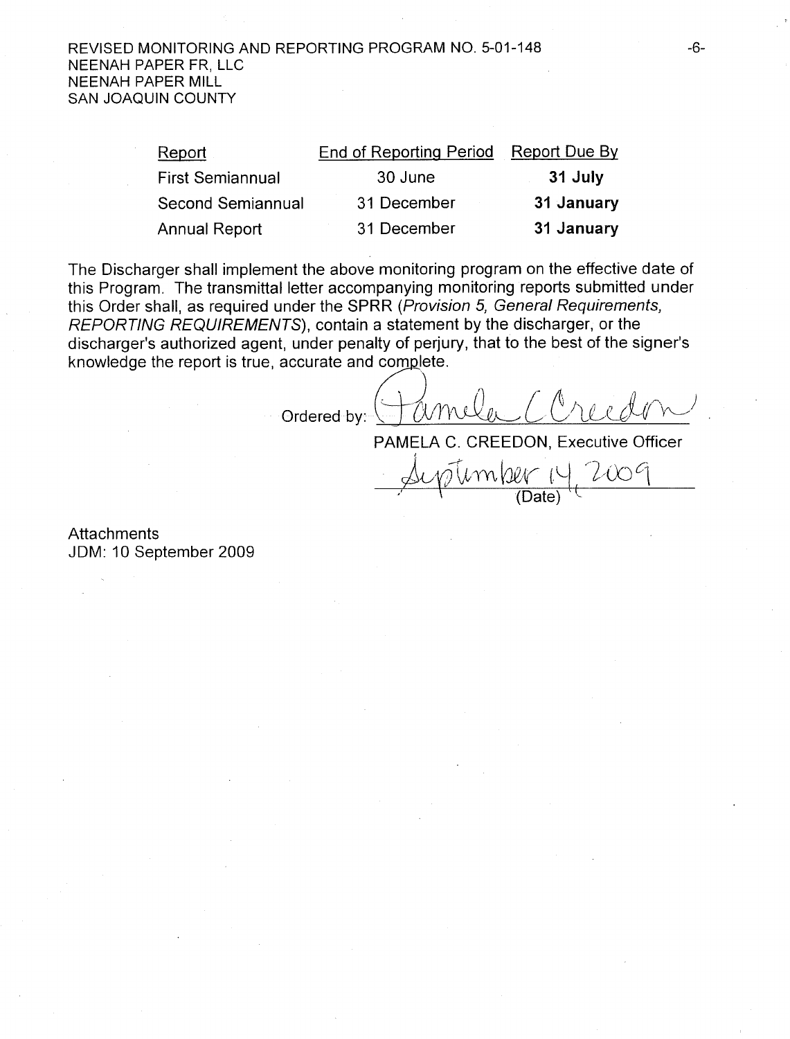| Report | End of Reporting Period | Report Due By |
|---|---|---|
| First Semiannual | 30 June | **31 July** |
| Second Semiannual | 31 December | **31 January** |
| Annual Report | 31 December | **31 January** |

The Discharger shall implement the above monitoring program on the effective date of this Program. The transmittal letter accompanying monitoring reports submitted under this Order shall, as required under the SPRR (*Provision 5, General Requirements, REPORTING REQUIREMENTS*), contain a statement by the discharger, or the discharger's authorized agent, under penalty of perjury, that to the best of the signer's knowledge the report is true, accurate and complete.

Ordered by: Pamela C Creedon

PAMELA C. CREEDON, Executive Officer

September 14, 2009
(Date)

Attachments
JDM: 10 September 2009